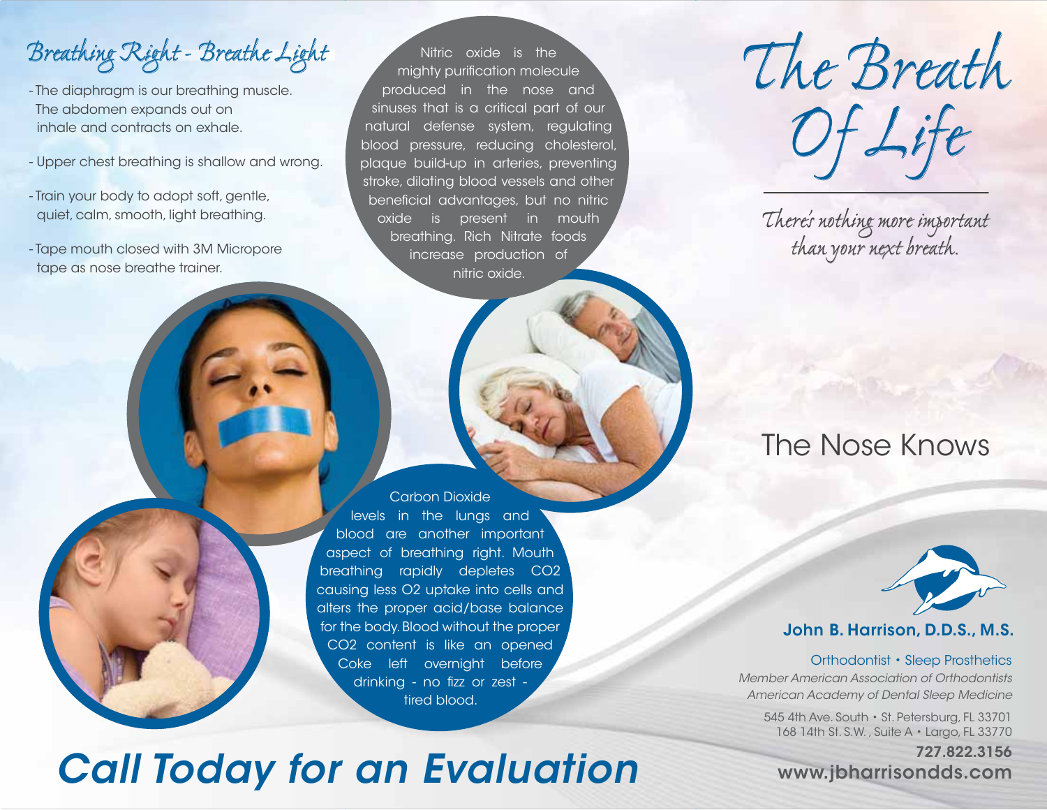## Breathing Right - Breathe Light

- The diaphragm is our breathing muscle. The abdomen expands out on inhale and contracts on exhale.
- Upper chest breathing is shallow and wrong.
- Train your body to adopt soft, gentle, quiet, calm, smooth, light breathing.
- Tape mouth closed with 3M Micropore tape as nose breathe trainer.

Nitric oxide is the mighty purification molecule produced in the nose and sinuses that is a critical part of our natural defense system, regulating blood pressure, reducing cholesterol, plaque build-up in arteries, preventing stroke, dilating blood vessels and other beneficial advantages, but no nitric oxide is present in mouth breathing. Rich Nitrate foods increase production of nitric oxide.

Carbon Dioxide levels in the lungs and blood are another important aspect of breathing right. Mouth breathing rapidly depletes $CO_2$ causing less $O_2$ uptake into cells and alters the proper acid/base balance for the body. Blood without the proper $CO_2$ content is like an opened Coke left overnight before drinking - no fizz or zest - tired blood.

# Call Today for an Evaluation

# The Breath Of Life

*There's nothing more important than your next breath.*

## The Nose Knows

**John B. Harrison, D.D.S., M.S.**

Orthodontist • Sleep Prosthetics

*Member American Association of Orthodontists*

*American Academy of Dental Sleep Medicine*

545 4th Ave. South • St. Petersburg, FL 33701
168 14th St. S.W. , Suite A • Largo, FL 33770

**727.822.3156**

**www.jbharrisondds.com**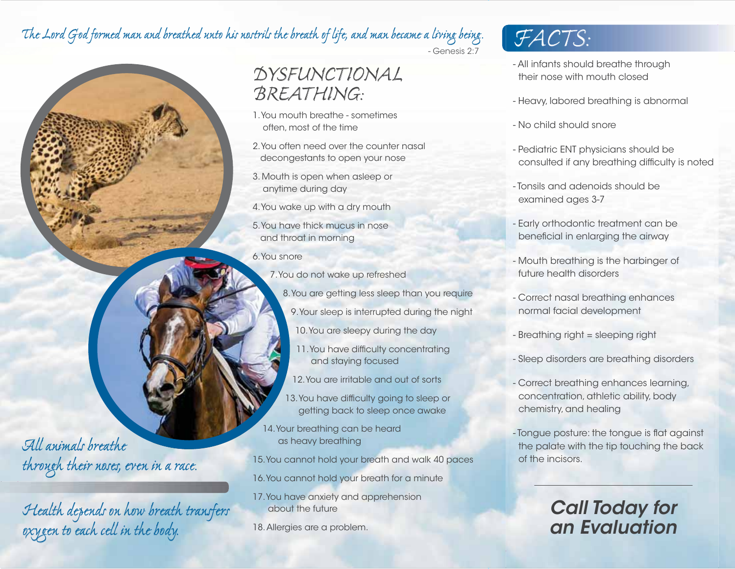*The Lord God formed man and breathed unto his nostrils the breath of life, and man became a living being.*
- Genesis 2:7

## DYSFUNCTIONAL BREATHING:

1. You mouth breathe - sometimes often, most of the time
2. You often need over the counter nasal decongestants to open your nose
3. Mouth is open when asleep or anytime during day
4. You wake up with a dry mouth
5. You have thick mucus in nose and throat in morning
6. You snore
7. You do not wake up refreshed
8. You are getting less sleep than you require
9. Your sleep is interrupted during the night
10. You are sleepy during the day
11. You have difficulty concentrating and staying focused
12. You are irritable and out of sorts
13. You have difficulty going to sleep or getting back to sleep once awake
14. Your breathing can be heard as heavy breathing
15. You cannot hold your breath and walk 40 paces
16. You cannot hold your breath for a minute
17. You have anxiety and apprehension about the future
18. Allergies are a problem.

*All animals breathe through their noses, even in a race.*

*Health depends on how breath transfers oxygen to each cell in the body.*

## FACTS:

- All infants should breathe through their nose with mouth closed
- Heavy, labored breathing is abnormal
- No child should snore
- Pediatric ENT physicians should be consulted if any breathing difficulty is noted
- Tonsils and adenoids should be examined ages 3-7
- Early orthodontic treatment can be beneficial in enlarging the airway
- Mouth breathing is the harbinger of future health disorders
- Correct nasal breathing enhances normal facial development
- Breathing right = sleeping right
- Sleep disorders are breathing disorders
- Correct breathing enhances learning, concentration, athletic ability, body chemistry, and healing
- Tongue posture: the tongue is flat against the palate with the tip touching the back of the incisors.

***Call Today for an Evaluation***